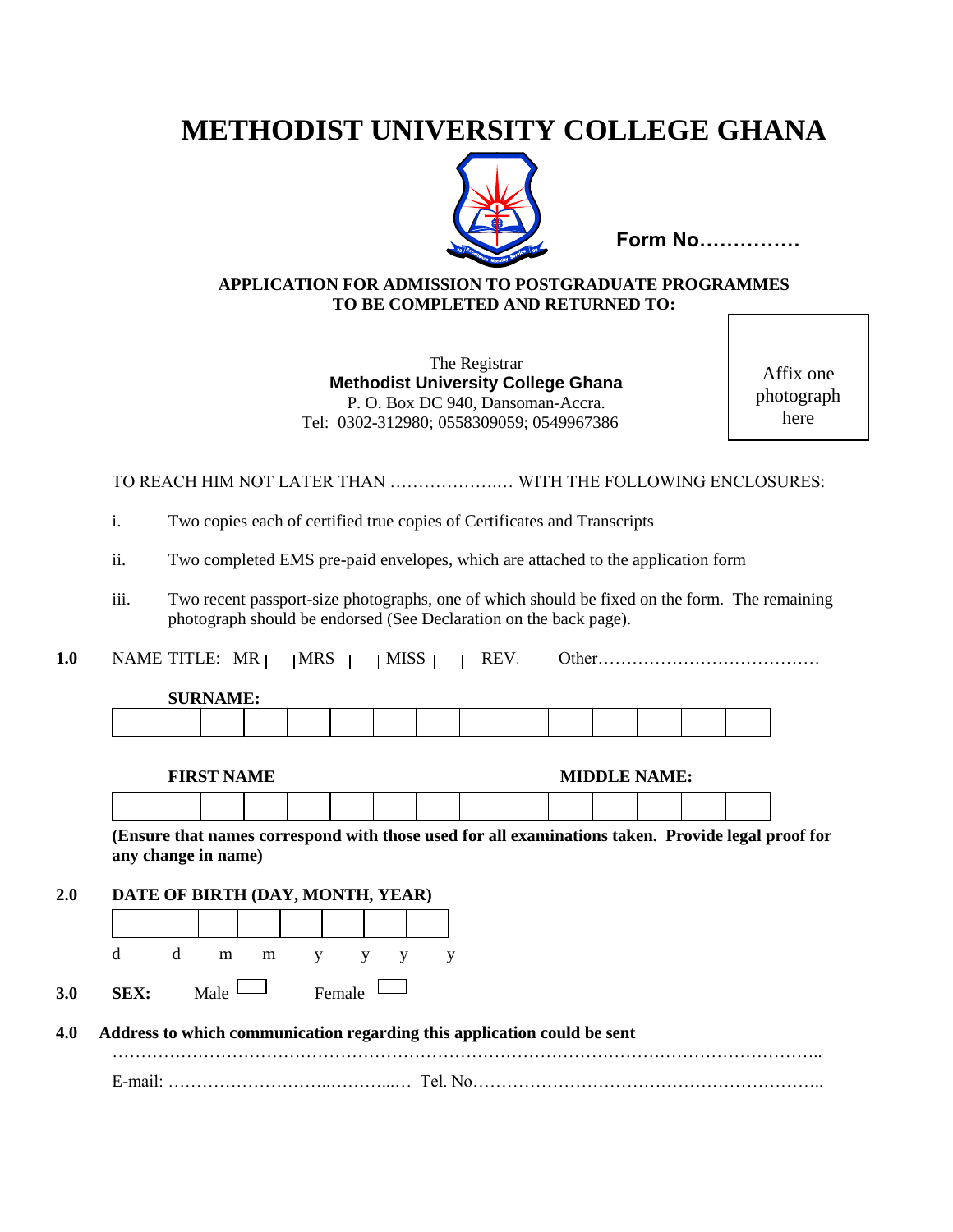# METHODIST UNIVERSITY COLLEGE GHANA

**Form No……………**

**APPLICATION FOR ADMISSION TO POSTGRADUATE PROGRAMMES**
**TO BE COMPLETED AND RETURNED TO:**

The Registrar
**Methodist University College Ghana**
P. O. Box DC 940, Dansoman-Accra.
Tel: 0302-312980; 0558309059; 0549967386

Affix one photograph here

TO REACH HIM NOT LATER THAN ………………..… WITH THE FOLLOWING ENCLOSURES:

i. Two copies each of certified true copies of Certificates and Transcripts

ii. Two completed EMS pre-paid envelopes, which are attached to the application form

iii. Two recent passport-size photographs, one of which should be fixed on the form. The remaining photograph should be endorsed (See Declaration on the back page).

**1.0** NAME TITLE: MR ☐ MRS ☐ MISS ☐ REV ☐ Other…………………………………

**SURNAME:**

| | | | | | | | | | | | | | | |
|---|---|---|---|---|---|---|---|---|---|---|---|---|---|---|
| | | | | | | | | | | | | | | |

**FIRST NAME** **MIDDLE NAME:**

| | | | | | | | | | | | | | | |
|---|---|---|---|---|---|---|---|---|---|---|---|---|---|---|
| | | | | | | | | | | | | | | |

**(Ensure that names correspond with those used for all examinations taken. Provide legal proof for any change in name)**

**2.0 DATE OF BIRTH (DAY, MONTH, YEAR)**

| | | | | | | | |
|---|---|---|---|---|---|---|---|
| | | | | | | | |
| d | d | m | m | y | y | y | y |

**3.0 SEX:** Male ☐ Female ☐

**4.0 Address to which communication regarding this application could be sent**

……………………………………………………………………………………………………………..

E-mail: ……………………...……...… Tel. No……………………………………………………..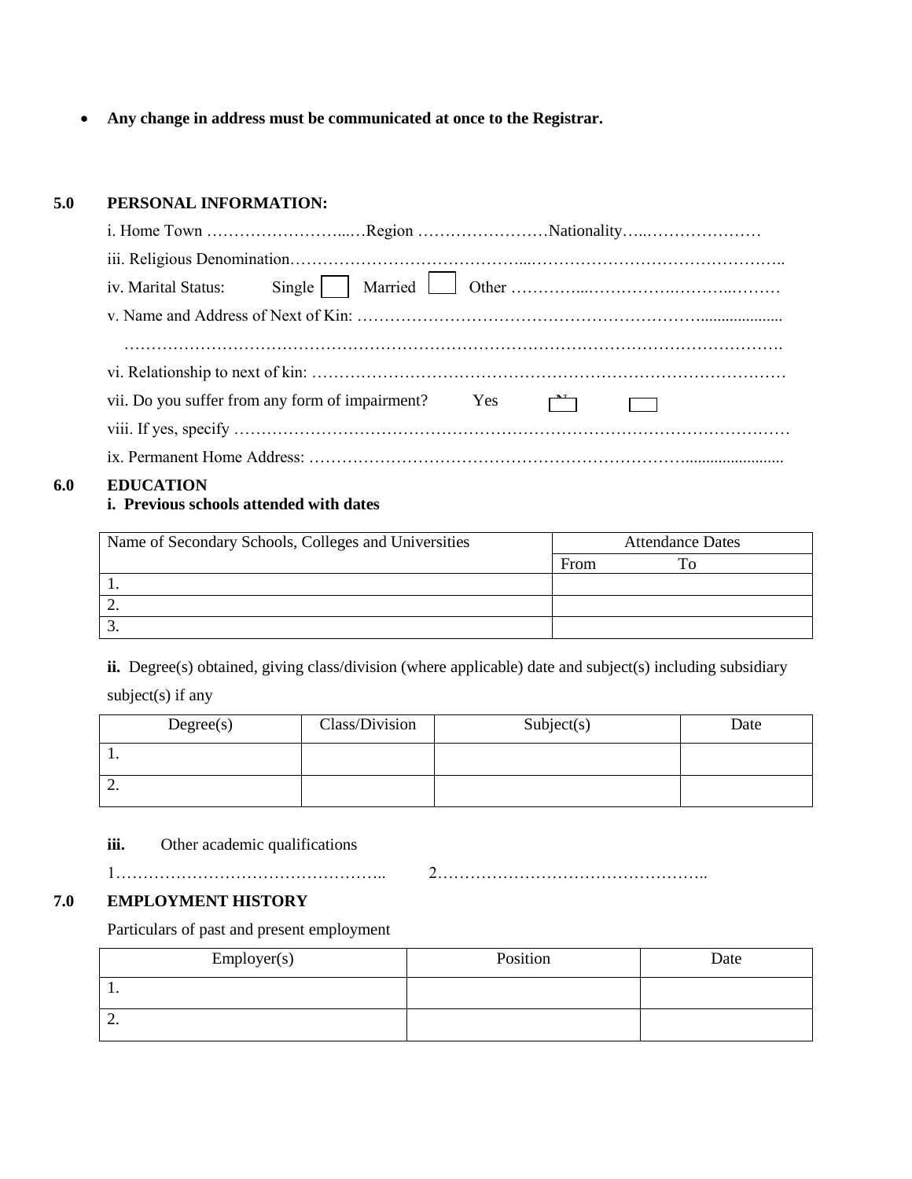- **Any change in address must be communicated at once to the Registrar.**

## 5.0 PERSONAL INFORMATION:

i. Home Town ……………………...…Region ……………………Nationality…..…………………

iii. Religious Denomination……………………………………...………………………………………..

iv. Marital Status: Single ☐ Married ☐ Other …………...……………..………..………

v. Name and Address of Next of Kin: ……………………………………………………....................

……………………………………………………………………………………………………….

vi. Relationship to next of kin: ……………………………………………………………………………

vii. Do you suffer from any form of impairment? Yes ☐ No ☐

viii. If yes, specify ………………………………………………………………………………………

ix. Permanent Home Address: ………………………………………………………........................

## 6.0 EDUCATION

**i. Previous schools attended with dates**

| Name of Secondary Schools, Colleges and Universities | Attendance Dates | |
|---|---|---|
| | From | To |
| 1. | | |
| 2. | | |
| 3. | | |

**ii.** Degree(s) obtained, giving class/division (where applicable) date and subject(s) including subsidiary subject(s) if any

| Degree(s) | Class/Division | Subject(s) | Date |
|---|---|---|---|
| 1. | | | |
| 2. | | | |

**iii.** Other academic qualifications

1………………………………………….. 2…………………………………………..

## 7.0 EMPLOYMENT HISTORY

Particulars of past and present employment

| Employer(s) | Position | Date |
|---|---|---|
| 1. | | |
| 2. | | |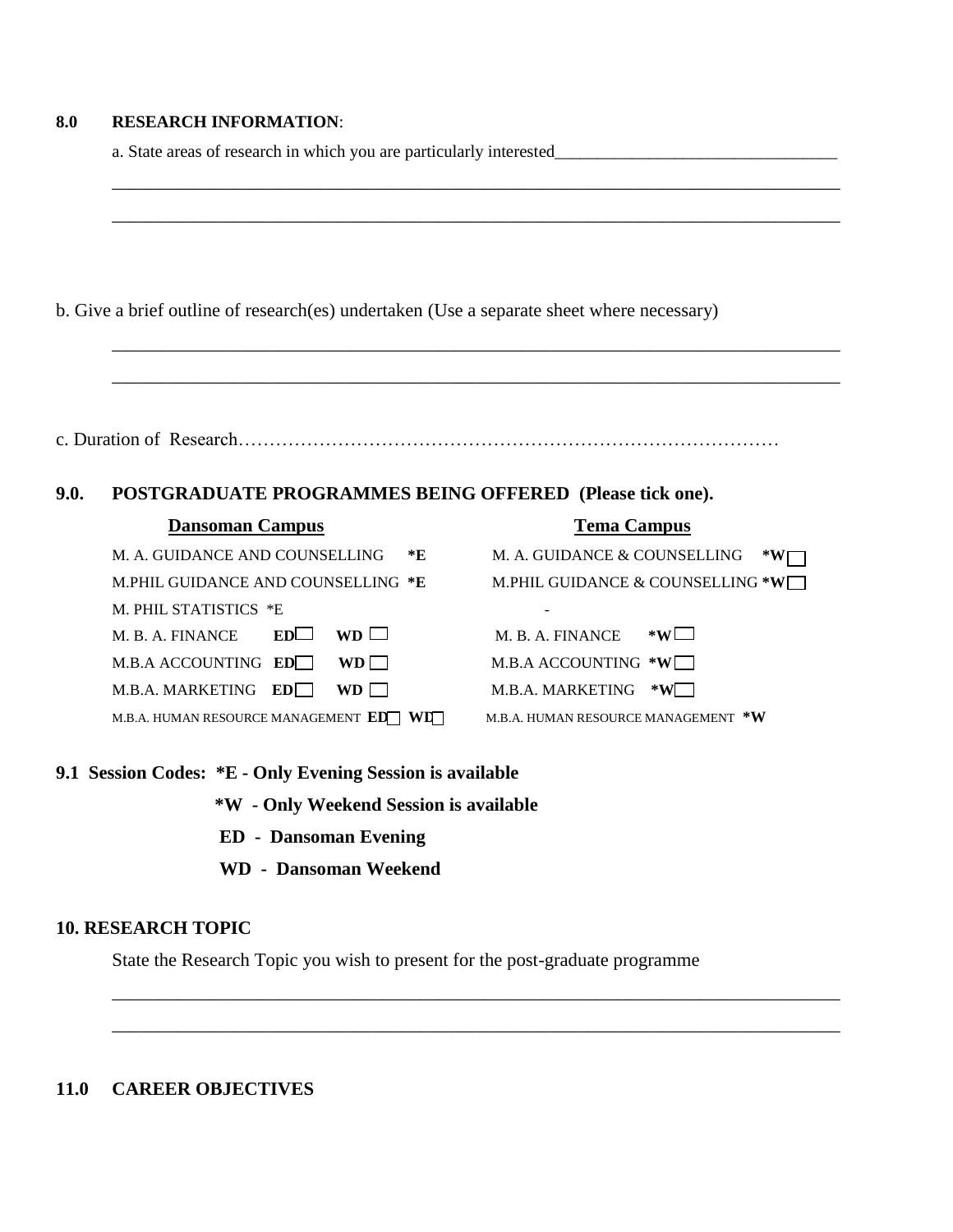**8.0 RESEARCH INFORMATION**:

a. State areas of research in which you are particularly interested________________________________

_______________________________________________________________________________

_______________________________________________________________________________

b. Give a brief outline of research(es) undertaken (Use a separate sheet where necessary)

_______________________________________________________________________________

_______________________________________________________________________________

c. Duration of Research……………………………………………………………………………

## 9.0. POSTGRADUATE PROGRAMMES BEING OFFERED (Please tick one).

| Dansoman Campus | Tema Campus |
|---|---|
| M. A. GUIDANCE AND COUNSELLING **\*E** | M. A. GUIDANCE & COUNSELLING **\*W** ☐ |
| M.PHIL GUIDANCE AND COUNSELLING **\*E** | M.PHIL GUIDANCE & COUNSELLING **\*W** ☐ |
| M. PHIL STATISTICS \*E | - |
| M. B. A. FINANCE **ED** ☐ **WD** ☐ | M. B. A. FINANCE **\*W** ☐ |
| M.B.A ACCOUNTING **ED** ☐ **WD** ☐ | M.B.A ACCOUNTING **\*W** ☐ |
| M.B.A. MARKETING **ED** ☐ **WD** ☐ | M.B.A. MARKETING **\*W** ☐ |
| M.B.A. HUMAN RESOURCE MANAGEMENT **ED** ☐ **WD** ☐ | M.B.A. HUMAN RESOURCE MANAGEMENT **\*W** |

**9.1 Session Codes: \*E - Only Evening Session is available**

**\*W - Only Weekend Session is available**

**ED - Dansoman Evening**

**WD - Dansoman Weekend**

## 10. RESEARCH TOPIC

State the Research Topic you wish to present for the post-graduate programme

_______________________________________________________________________________

_______________________________________________________________________________

## 11.0 CAREER OBJECTIVES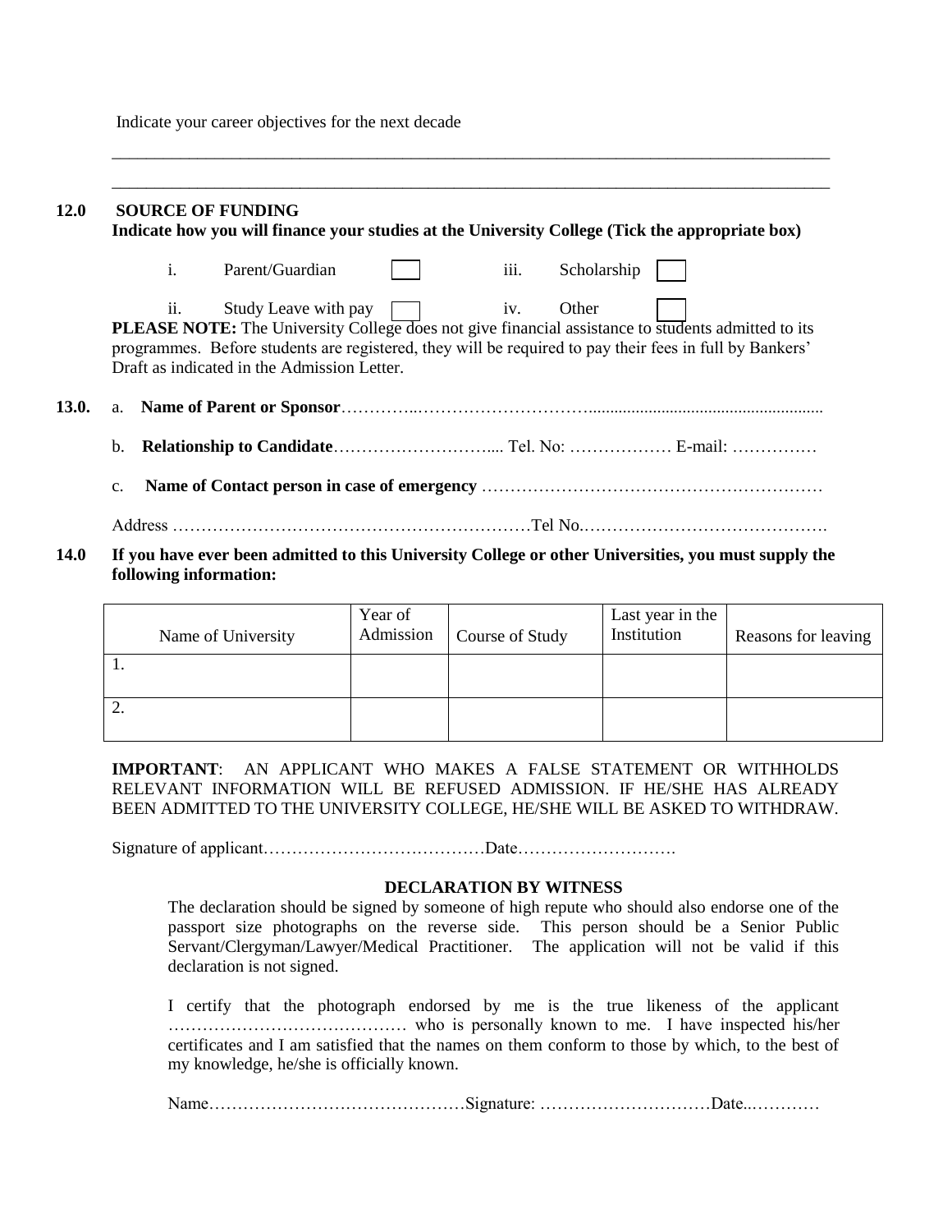Indicate your career objectives for the next decade

______________________________________________________________________________________

______________________________________________________________________________________

**12.0 SOURCE OF FUNDING**

**Indicate how you will finance your studies at the University College (Tick the appropriate box)**

i. Parent/Guardian ☐ iii. Scholarship ☐

ii. Study Leave with pay ☐ iv. Other ☐

**PLEASE NOTE:** The University College does not give financial assistance to students admitted to its programmes. Before students are registered, they will be required to pay their fees in full by Bankers' Draft as indicated in the Admission Letter.

**13.0.** a. **Name of Parent or Sponsor**…………..…………………………......................................................

b. **Relationship to Candidate**……………………….... Tel. No: ……………… E-mail: ……………

c. **Name of Contact person in case of emergency** ……………………………………………………

Address ………………………………………………………Tel No.…………………………………….

**14.0 If you have ever been admitted to this University College or other Universities, you must supply the following information:**

| Name of University | Year of Admission | Course of Study | Last year in the Institution | Reasons for leaving |
|---|---|---|---|---|
| 1. | | | | |
| 2. | | | | |

**IMPORTANT**: AN APPLICANT WHO MAKES A FALSE STATEMENT OR WITHHOLDS RELEVANT INFORMATION WILL BE REFUSED ADMISSION. IF HE/SHE HAS ALREADY BEEN ADMITTED TO THE UNIVERSITY COLLEGE, HE/SHE WILL BE ASKED TO WITHDRAW.

Signature of applicant…………………………………Date……………………….

**DECLARATION BY WITNESS**

The declaration should be signed by someone of high repute who should also endorse one of the passport size photographs on the reverse side. This person should be a Senior Public Servant/Clergyman/Lawyer/Medical Practitioner. The application will not be valid if this declaration is not signed.

I certify that the photograph endorsed by me is the true likeness of the applicant …………………………………… who is personally known to me. I have inspected his/her certificates and I am satisfied that the names on them conform to those by which, to the best of my knowledge, he/she is officially known.

Name………………………………………Signature: …………………………Date..…………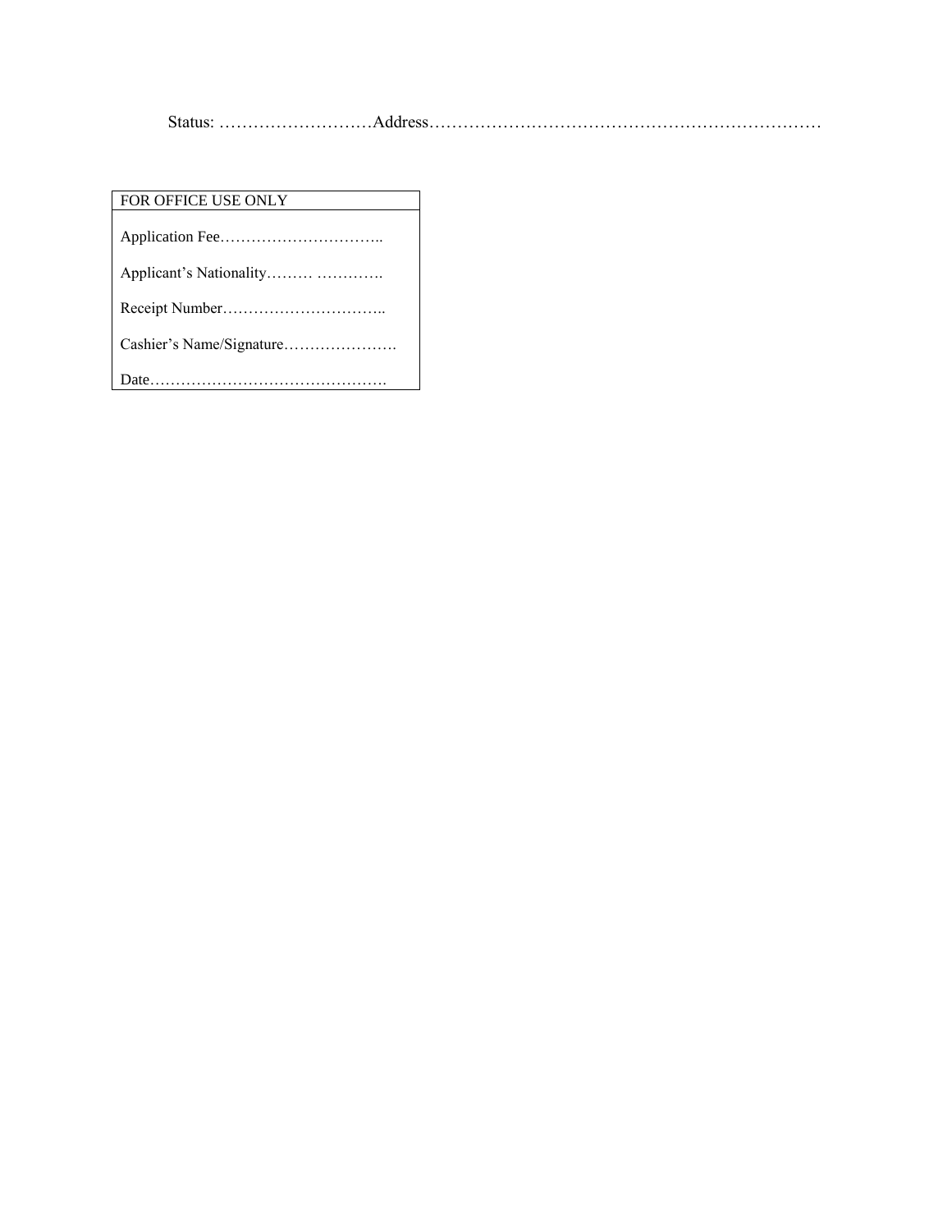Status: ………………………Address………………………………………………………………

| FOR OFFICE USE ONLY |
|---|
| Application Fee………………………….. |
| Applicant's Nationality……… …………. |
| Receipt Number………………………….. |
| Cashier's Name/Signature…………………. |
| Date………………………………………. |